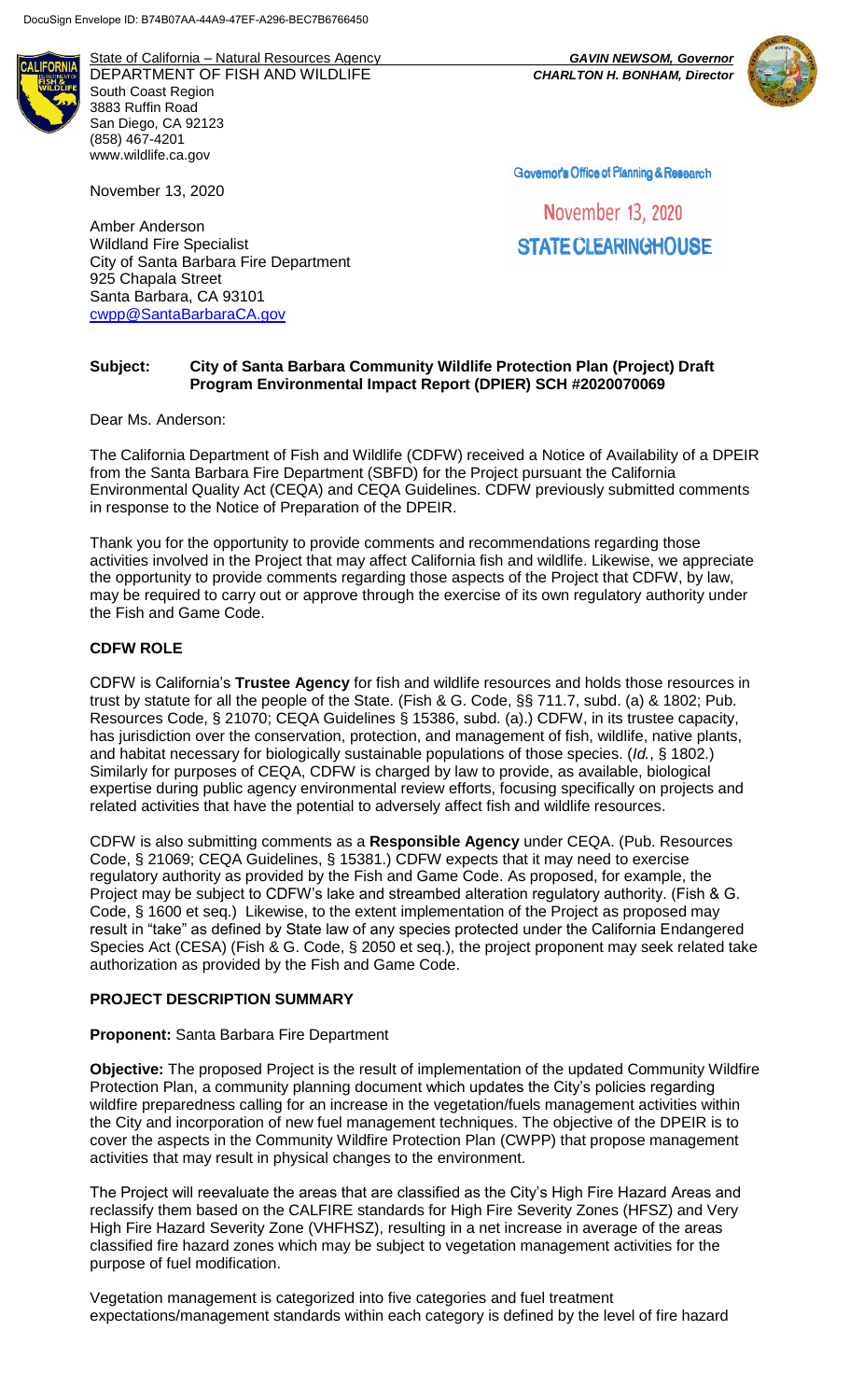DocuSign Envelope ID: B74B07AA-44A9-47EF-A296-BEC7B6766450

State of California – Natural Resources Agency
DEPARTMENT OF FISH AND WILDLIFE
South Coast Region
3883 Ruffin Road
San Diego, CA 92123
(858) 467-4201
www.wildlife.ca.gov

*GAVIN NEWSOM, Governor*
*CHARLTON H. BONHAM, Director*

Governor's Office of Planning & Research

November 13, 2020

**STATE CLEARINGHOUSE**

November 13, 2020

Amber Anderson
Wildland Fire Specialist
City of Santa Barbara Fire Department
925 Chapala Street
Santa Barbara, CA 93101
cwpp@SantaBarbaraCA.gov

**Subject: City of Santa Barbara Community Wildlife Protection Plan (Project) Draft Program Environmental Impact Report (DPIER) SCH #2020070069**

Dear Ms. Anderson:

The California Department of Fish and Wildlife (CDFW) received a Notice of Availability of a DPEIR from the Santa Barbara Fire Department (SBFD) for the Project pursuant the California Environmental Quality Act (CEQA) and CEQA Guidelines. CDFW previously submitted comments in response to the Notice of Preparation of the DPEIR.

Thank you for the opportunity to provide comments and recommendations regarding those activities involved in the Project that may affect California fish and wildlife. Likewise, we appreciate the opportunity to provide comments regarding those aspects of the Project that CDFW, by law, may be required to carry out or approve through the exercise of its own regulatory authority under the Fish and Game Code.

## CDFW ROLE

CDFW is California's **Trustee Agency** for fish and wildlife resources and holds those resources in trust by statute for all the people of the State. (Fish & G. Code, §§ 711.7, subd. (a) & 1802; Pub. Resources Code, § 21070; CEQA Guidelines § 15386, subd. (a).) CDFW, in its trustee capacity, has jurisdiction over the conservation, protection, and management of fish, wildlife, native plants, and habitat necessary for biologically sustainable populations of those species. (*Id.*, § 1802.) Similarly for purposes of CEQA, CDFW is charged by law to provide, as available, biological expertise during public agency environmental review efforts, focusing specifically on projects and related activities that have the potential to adversely affect fish and wildlife resources.

CDFW is also submitting comments as a **Responsible Agency** under CEQA. (Pub. Resources Code, § 21069; CEQA Guidelines, § 15381.) CDFW expects that it may need to exercise regulatory authority as provided by the Fish and Game Code. As proposed, for example, the Project may be subject to CDFW's lake and streambed alteration regulatory authority. (Fish & G. Code, § 1600 et seq.) Likewise, to the extent implementation of the Project as proposed may result in "take" as defined by State law of any species protected under the California Endangered Species Act (CESA) (Fish & G. Code, § 2050 et seq.), the project proponent may seek related take authorization as provided by the Fish and Game Code.

## PROJECT DESCRIPTION SUMMARY

**Proponent:** Santa Barbara Fire Department

**Objective:** The proposed Project is the result of implementation of the updated Community Wildfire Protection Plan, a community planning document which updates the City's policies regarding wildfire preparedness calling for an increase in the vegetation/fuels management activities within the City and incorporation of new fuel management techniques. The objective of the DPEIR is to cover the aspects in the Community Wildfire Protection Plan (CWPP) that propose management activities that may result in physical changes to the environment.

The Project will reevaluate the areas that are classified as the City's High Fire Hazard Areas and reclassify them based on the CALFIRE standards for High Fire Severity Zones (HFSZ) and Very High Fire Hazard Severity Zone (VHFHSZ), resulting in a net increase in average of the areas classified fire hazard zones which may be subject to vegetation management activities for the purpose of fuel modification.

Vegetation management is categorized into five categories and fuel treatment expectations/management standards within each category is defined by the level of fire hazard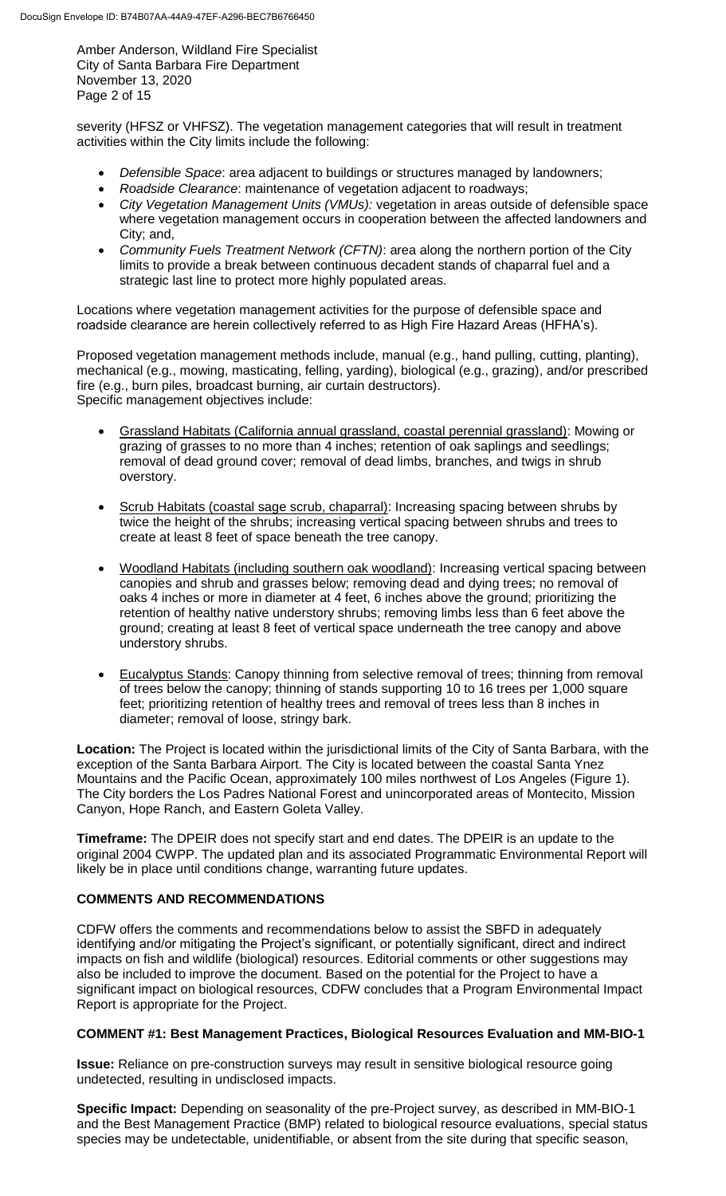severity (HFSZ or VHFSZ). The vegetation management categories that will result in treatment activities within the City limits include the following:

- *Defensible Space*: area adjacent to buildings or structures managed by landowners;
- *Roadside Clearance*: maintenance of vegetation adjacent to roadways;
- *City Vegetation Management Units (VMUs):* vegetation in areas outside of defensible space where vegetation management occurs in cooperation between the affected landowners and City; and,
- *Community Fuels Treatment Network (CFTN)*: area along the northern portion of the City limits to provide a break between continuous decadent stands of chaparral fuel and a strategic last line to protect more highly populated areas.

Locations where vegetation management activities for the purpose of defensible space and roadside clearance are herein collectively referred to as High Fire Hazard Areas (HFHA's).

Proposed vegetation management methods include, manual (e.g., hand pulling, cutting, planting), mechanical (e.g., mowing, masticating, felling, yarding), biological (e.g., grazing), and/or prescribed fire (e.g., burn piles, broadcast burning, air curtain destructors).
Specific management objectives include:

- Grassland Habitats (California annual grassland, coastal perennial grassland): Mowing or grazing of grasses to no more than 4 inches; retention of oak saplings and seedlings; removal of dead ground cover; removal of dead limbs, branches, and twigs in shrub overstory.
- Scrub Habitats (coastal sage scrub, chaparral): Increasing spacing between shrubs by twice the height of the shrubs; increasing vertical spacing between shrubs and trees to create at least 8 feet of space beneath the tree canopy.
- Woodland Habitats (including southern oak woodland): Increasing vertical spacing between canopies and shrub and grasses below; removing dead and dying trees; no removal of oaks 4 inches or more in diameter at 4 feet, 6 inches above the ground; prioritizing the retention of healthy native understory shrubs; removing limbs less than 6 feet above the ground; creating at least 8 feet of vertical space underneath the tree canopy and above understory shrubs.
- Eucalyptus Stands: Canopy thinning from selective removal of trees; thinning from removal of trees below the canopy; thinning of stands supporting 10 to 16 trees per 1,000 square feet; prioritizing retention of healthy trees and removal of trees less than 8 inches in diameter; removal of loose, stringy bark.

**Location:** The Project is located within the jurisdictional limits of the City of Santa Barbara, with the exception of the Santa Barbara Airport. The City is located between the coastal Santa Ynez Mountains and the Pacific Ocean, approximately 100 miles northwest of Los Angeles (Figure 1). The City borders the Los Padres National Forest and unincorporated areas of Montecito, Mission Canyon, Hope Ranch, and Eastern Goleta Valley.

**Timeframe:** The DPEIR does not specify start and end dates. The DPEIR is an update to the original 2004 CWPP. The updated plan and its associated Programmatic Environmental Report will likely be in place until conditions change, warranting future updates.

## COMMENTS AND RECOMMENDATIONS

CDFW offers the comments and recommendations below to assist the SBFD in adequately identifying and/or mitigating the Project's significant, or potentially significant, direct and indirect impacts on fish and wildlife (biological) resources. Editorial comments or other suggestions may also be included to improve the document. Based on the potential for the Project to have a significant impact on biological resources, CDFW concludes that a Program Environmental Impact Report is appropriate for the Project.

### COMMENT #1: Best Management Practices, Biological Resources Evaluation and MM-BIO-1

**Issue:** Reliance on pre-construction surveys may result in sensitive biological resource going undetected, resulting in undisclosed impacts.

**Specific Impact:** Depending on seasonality of the pre-Project survey, as described in MM-BIO-1 and the Best Management Practice (BMP) related to biological resource evaluations, special status species may be undetectable, unidentifiable, or absent from the site during that specific season,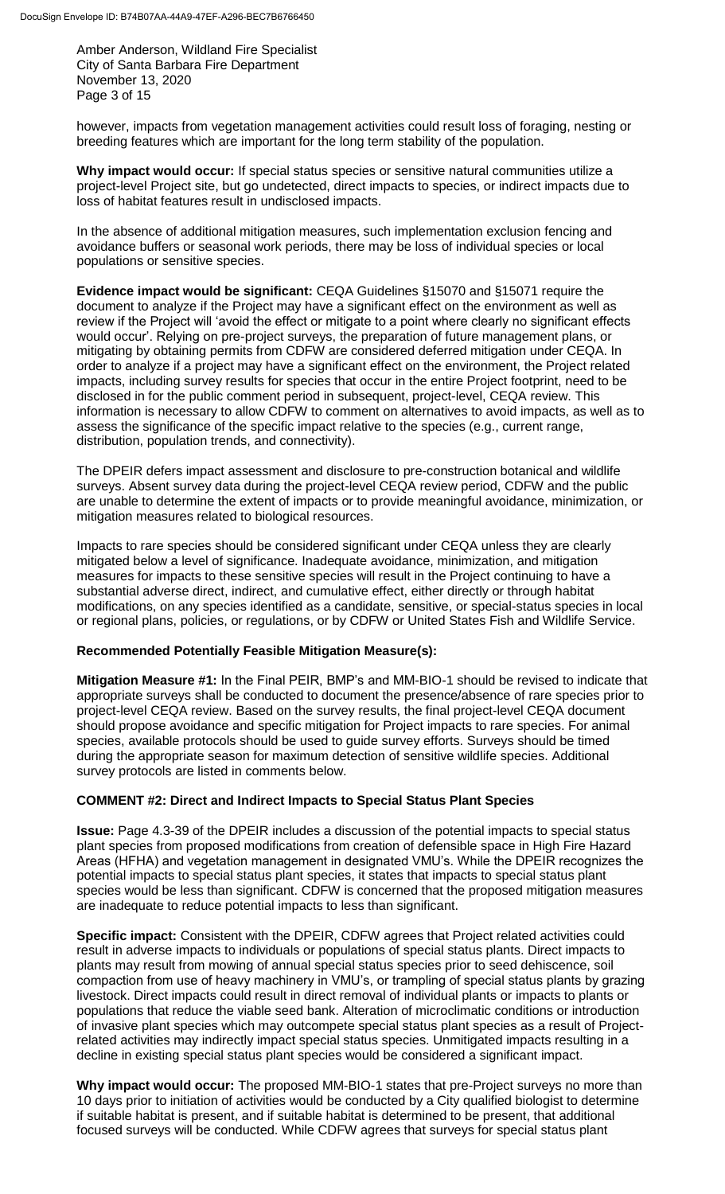however, impacts from vegetation management activities could result loss of foraging, nesting or breeding features which are important for the long term stability of the population.

**Why impact would occur:** If special status species or sensitive natural communities utilize a project-level Project site, but go undetected, direct impacts to species, or indirect impacts due to loss of habitat features result in undisclosed impacts.

In the absence of additional mitigation measures, such implementation exclusion fencing and avoidance buffers or seasonal work periods, there may be loss of individual species or local populations or sensitive species.

**Evidence impact would be significant:** CEQA Guidelines §15070 and §15071 require the document to analyze if the Project may have a significant effect on the environment as well as review if the Project will 'avoid the effect or mitigate to a point where clearly no significant effects would occur'. Relying on pre-project surveys, the preparation of future management plans, or mitigating by obtaining permits from CDFW are considered deferred mitigation under CEQA. In order to analyze if a project may have a significant effect on the environment, the Project related impacts, including survey results for species that occur in the entire Project footprint, need to be disclosed in for the public comment period in subsequent, project-level, CEQA review. This information is necessary to allow CDFW to comment on alternatives to avoid impacts, as well as to assess the significance of the specific impact relative to the species (e.g., current range, distribution, population trends, and connectivity).

The DPEIR defers impact assessment and disclosure to pre-construction botanical and wildlife surveys. Absent survey data during the project-level CEQA review period, CDFW and the public are unable to determine the extent of impacts or to provide meaningful avoidance, minimization, or mitigation measures related to biological resources.

Impacts to rare species should be considered significant under CEQA unless they are clearly mitigated below a level of significance. Inadequate avoidance, minimization, and mitigation measures for impacts to these sensitive species will result in the Project continuing to have a substantial adverse direct, indirect, and cumulative effect, either directly or through habitat modifications, on any species identified as a candidate, sensitive, or special-status species in local or regional plans, policies, or regulations, or by CDFW or United States Fish and Wildlife Service.

**Recommended Potentially Feasible Mitigation Measure(s):**

**Mitigation Measure #1:** In the Final PEIR, BMP's and MM-BIO-1 should be revised to indicate that appropriate surveys shall be conducted to document the presence/absence of rare species prior to project-level CEQA review. Based on the survey results, the final project-level CEQA document should propose avoidance and specific mitigation for Project impacts to rare species. For animal species, available protocols should be used to guide survey efforts. Surveys should be timed during the appropriate season for maximum detection of sensitive wildlife species. Additional survey protocols are listed in comments below.

**COMMENT #2: Direct and Indirect Impacts to Special Status Plant Species**

**Issue:** Page 4.3-39 of the DPEIR includes a discussion of the potential impacts to special status plant species from proposed modifications from creation of defensible space in High Fire Hazard Areas (HFHA) and vegetation management in designated VMU's. While the DPEIR recognizes the potential impacts to special status plant species, it states that impacts to special status plant species would be less than significant. CDFW is concerned that the proposed mitigation measures are inadequate to reduce potential impacts to less than significant.

**Specific impact:** Consistent with the DPEIR, CDFW agrees that Project related activities could result in adverse impacts to individuals or populations of special status plants. Direct impacts to plants may result from mowing of annual special status species prior to seed dehiscence, soil compaction from use of heavy machinery in VMU's, or trampling of special status plants by grazing livestock. Direct impacts could result in direct removal of individual plants or impacts to plants or populations that reduce the viable seed bank. Alteration of microclimatic conditions or introduction of invasive plant species which may outcompete special status plant species as a result of Project-related activities may indirectly impact special status species. Unmitigated impacts resulting in a decline in existing special status plant species would be considered a significant impact.

**Why impact would occur:** The proposed MM-BIO-1 states that pre-Project surveys no more than 10 days prior to initiation of activities would be conducted by a City qualified biologist to determine if suitable habitat is present, and if suitable habitat is determined to be present, that additional focused surveys will be conducted. While CDFW agrees that surveys for special status plant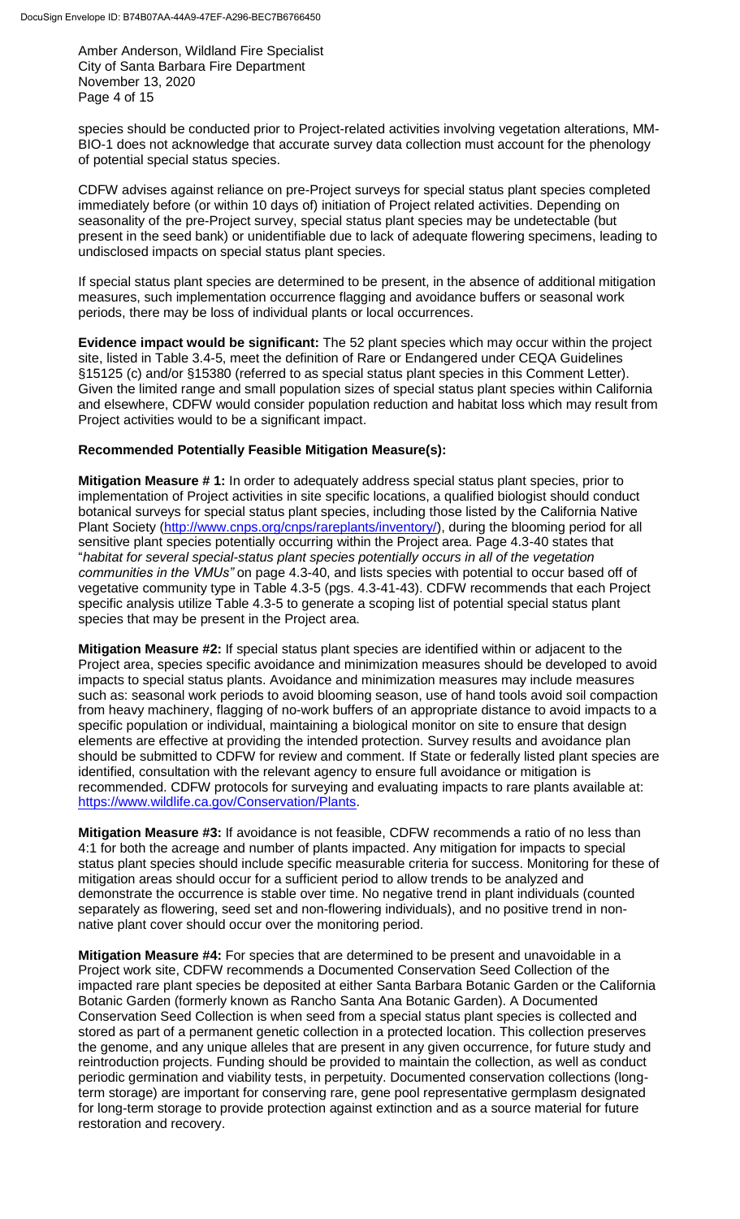species should be conducted prior to Project-related activities involving vegetation alterations, MM-BIO-1 does not acknowledge that accurate survey data collection must account for the phenology of potential special status species.

CDFW advises against reliance on pre-Project surveys for special status plant species completed immediately before (or within 10 days of) initiation of Project related activities. Depending on seasonality of the pre-Project survey, special status plant species may be undetectable (but present in the seed bank) or unidentifiable due to lack of adequate flowering specimens, leading to undisclosed impacts on special status plant species.

If special status plant species are determined to be present, in the absence of additional mitigation measures, such implementation occurrence flagging and avoidance buffers or seasonal work periods, there may be loss of individual plants or local occurrences.

**Evidence impact would be significant:** The 52 plant species which may occur within the project site, listed in Table 3.4-5, meet the definition of Rare or Endangered under CEQA Guidelines §15125 (c) and/or §15380 (referred to as special status plant species in this Comment Letter). Given the limited range and small population sizes of special status plant species within California and elsewhere, CDFW would consider population reduction and habitat loss which may result from Project activities would to be a significant impact.

**Recommended Potentially Feasible Mitigation Measure(s):**

**Mitigation Measure # 1:** In order to adequately address special status plant species, prior to implementation of Project activities in site specific locations, a qualified biologist should conduct botanical surveys for special status plant species, including those listed by the California Native Plant Society (http://www.cnps.org/cnps/rareplants/inventory/), during the blooming period for all sensitive plant species potentially occurring within the Project area. Page 4.3-40 states that "*habitat for several special-status plant species potentially occurs in all of the vegetation communities in the VMUs"* on page 4.3-40, and lists species with potential to occur based off of vegetative community type in Table 4.3-5 (pgs. 4.3-41-43). CDFW recommends that each Project specific analysis utilize Table 4.3-5 to generate a scoping list of potential special status plant species that may be present in the Project area.

**Mitigation Measure #2:** If special status plant species are identified within or adjacent to the Project area, species specific avoidance and minimization measures should be developed to avoid impacts to special status plants. Avoidance and minimization measures may include measures such as: seasonal work periods to avoid blooming season, use of hand tools avoid soil compaction from heavy machinery, flagging of no-work buffers of an appropriate distance to avoid impacts to a specific population or individual, maintaining a biological monitor on site to ensure that design elements are effective at providing the intended protection. Survey results and avoidance plan should be submitted to CDFW for review and comment. If State or federally listed plant species are identified, consultation with the relevant agency to ensure full avoidance or mitigation is recommended. CDFW protocols for surveying and evaluating impacts to rare plants available at: https://www.wildlife.ca.gov/Conservation/Plants.

**Mitigation Measure #3:** If avoidance is not feasible, CDFW recommends a ratio of no less than 4:1 for both the acreage and number of plants impacted. Any mitigation for impacts to special status plant species should include specific measurable criteria for success. Monitoring for these of mitigation areas should occur for a sufficient period to allow trends to be analyzed and demonstrate the occurrence is stable over time. No negative trend in plant individuals (counted separately as flowering, seed set and non-flowering individuals), and no positive trend in non-native plant cover should occur over the monitoring period.

**Mitigation Measure #4:** For species that are determined to be present and unavoidable in a Project work site, CDFW recommends a Documented Conservation Seed Collection of the impacted rare plant species be deposited at either Santa Barbara Botanic Garden or the California Botanic Garden (formerly known as Rancho Santa Ana Botanic Garden). A Documented Conservation Seed Collection is when seed from a special status plant species is collected and stored as part of a permanent genetic collection in a protected location. This collection preserves the genome, and any unique alleles that are present in any given occurrence, for future study and reintroduction projects. Funding should be provided to maintain the collection, as well as conduct periodic germination and viability tests, in perpetuity. Documented conservation collections (long-term storage) are important for conserving rare, gene pool representative germplasm designated for long-term storage to provide protection against extinction and as a source material for future restoration and recovery.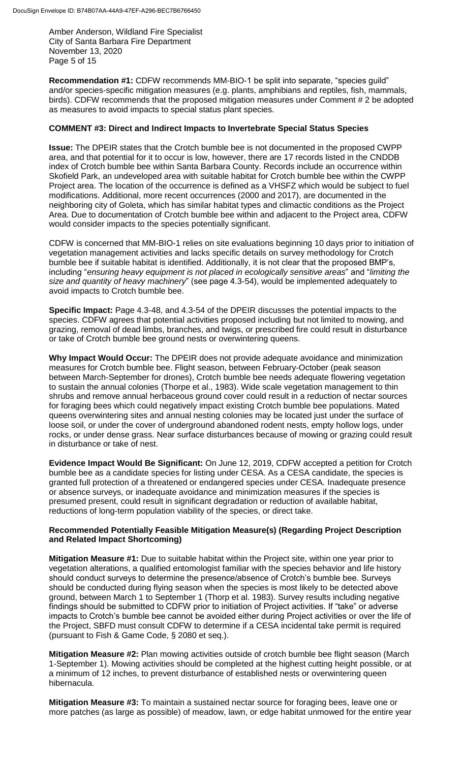**Recommendation #1:** CDFW recommends MM-BIO-1 be split into separate, "species guild" and/or species-specific mitigation measures (e.g. plants, amphibians and reptiles, fish, mammals, birds). CDFW recommends that the proposed mitigation measures under Comment # 2 be adopted as measures to avoid impacts to special status plant species.

**COMMENT #3: Direct and Indirect Impacts to Invertebrate Special Status Species**

**Issue:** The DPEIR states that the Crotch bumble bee is not documented in the proposed CWPP area, and that potential for it to occur is low, however, there are 17 records listed in the CNDDB index of Crotch bumble bee within Santa Barbara County. Records include an occurrence within Skofield Park, an undeveloped area with suitable habitat for Crotch bumble bee within the CWPP Project area. The location of the occurrence is defined as a VHSFZ which would be subject to fuel modifications. Additional, more recent occurrences (2000 and 2017), are documented in the neighboring city of Goleta, which has similar habitat types and climactic conditions as the Project Area. Due to documentation of Crotch bumble bee within and adjacent to the Project area, CDFW would consider impacts to the species potentially significant.

CDFW is concerned that MM-BIO-1 relies on site evaluations beginning 10 days prior to initiation of vegetation management activities and lacks specific details on survey methodology for Crotch bumble bee if suitable habitat is identified. Additionally, it is not clear that the proposed BMP's, including "*ensuring heavy equipment is not placed in ecologically sensitive areas*" and "*limiting the size and quantity of heavy machinery*" (see page 4.3-54), would be implemented adequately to avoid impacts to Crotch bumble bee.

**Specific Impact:** Page 4.3-48, and 4.3-54 of the DPEIR discusses the potential impacts to the species. CDFW agrees that potential activities proposed including but not limited to mowing, and grazing, removal of dead limbs, branches, and twigs, or prescribed fire could result in disturbance or take of Crotch bumble bee ground nests or overwintering queens.

**Why Impact Would Occur:** The DPEIR does not provide adequate avoidance and minimization measures for Crotch bumble bee. Flight season, between February-October (peak season between March-September for drones), Crotch bumble bee needs adequate flowering vegetation to sustain the annual colonies (Thorpe et al., 1983). Wide scale vegetation management to thin shrubs and remove annual herbaceous ground cover could result in a reduction of nectar sources for foraging bees which could negatively impact existing Crotch bumble bee populations. Mated queens overwintering sites and annual nesting colonies may be located just under the surface of loose soil, or under the cover of underground abandoned rodent nests, empty hollow logs, under rocks, or under dense grass. Near surface disturbances because of mowing or grazing could result in disturbance or take of nest.

**Evidence Impact Would Be Significant:** On June 12, 2019, CDFW accepted a petition for Crotch bumble bee as a candidate species for listing under CESA. As a CESA candidate, the species is granted full protection of a threatened or endangered species under CESA. Inadequate presence or absence surveys, or inadequate avoidance and minimization measures if the species is presumed present, could result in significant degradation or reduction of available habitat, reductions of long-term population viability of the species, or direct take.

**Recommended Potentially Feasible Mitigation Measure(s) (Regarding Project Description and Related Impact Shortcoming)**

**Mitigation Measure #1:** Due to suitable habitat within the Project site, within one year prior to vegetation alterations, a qualified entomologist familiar with the species behavior and life history should conduct surveys to determine the presence/absence of Crotch's bumble bee. Surveys should be conducted during flying season when the species is most likely to be detected above ground, between March 1 to September 1 (Thorp et al. 1983). Survey results including negative findings should be submitted to CDFW prior to initiation of Project activities. If "take" or adverse impacts to Crotch's bumble bee cannot be avoided either during Project activities or over the life of the Project, SBFD must consult CDFW to determine if a CESA incidental take permit is required (pursuant to Fish & Game Code, § 2080 et seq.).

**Mitigation Measure #2:** Plan mowing activities outside of crotch bumble bee flight season (March 1-September 1). Mowing activities should be completed at the highest cutting height possible, or at a minimum of 12 inches, to prevent disturbance of established nests or overwintering queen hibernacula.

**Mitigation Measure #3:** To maintain a sustained nectar source for foraging bees, leave one or more patches (as large as possible) of meadow, lawn, or edge habitat unmowed for the entire year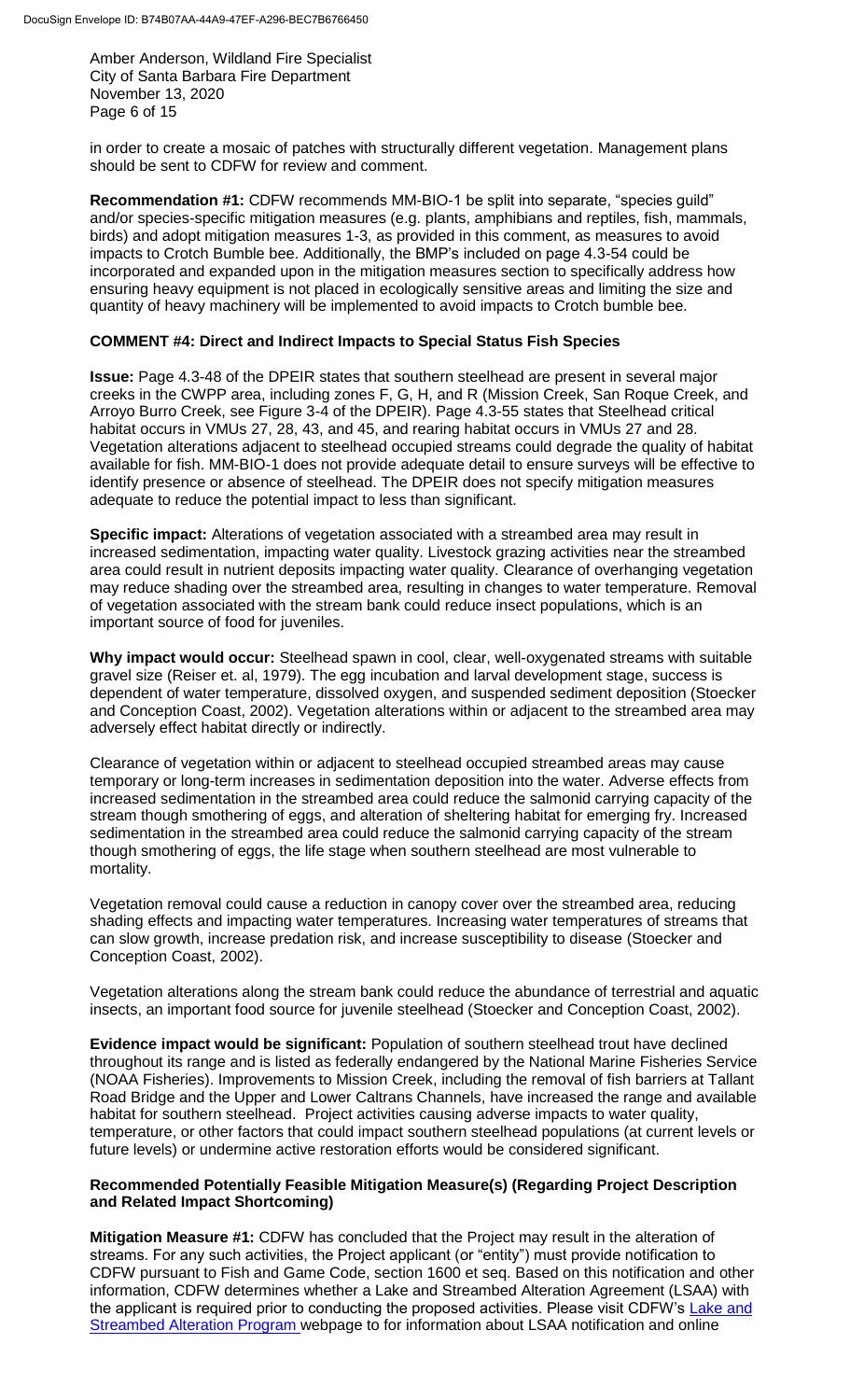in order to create a mosaic of patches with structurally different vegetation. Management plans should be sent to CDFW for review and comment.

**Recommendation #1:** CDFW recommends MM-BIO-1 be split into separate, "species guild" and/or species-specific mitigation measures (e.g. plants, amphibians and reptiles, fish, mammals, birds) and adopt mitigation measures 1-3, as provided in this comment, as measures to avoid impacts to Crotch Bumble bee. Additionally, the BMP's included on page 4.3-54 could be incorporated and expanded upon in the mitigation measures section to specifically address how ensuring heavy equipment is not placed in ecologically sensitive areas and limiting the size and quantity of heavy machinery will be implemented to avoid impacts to Crotch bumble bee.

**COMMENT #4: Direct and Indirect Impacts to Special Status Fish Species**

**Issue:** Page 4.3-48 of the DPEIR states that southern steelhead are present in several major creeks in the CWPP area, including zones F, G, H, and R (Mission Creek, San Roque Creek, and Arroyo Burro Creek, see Figure 3-4 of the DPEIR). Page 4.3-55 states that Steelhead critical habitat occurs in VMUs 27, 28, 43, and 45, and rearing habitat occurs in VMUs 27 and 28. Vegetation alterations adjacent to steelhead occupied streams could degrade the quality of habitat available for fish. MM-BIO-1 does not provide adequate detail to ensure surveys will be effective to identify presence or absence of steelhead. The DPEIR does not specify mitigation measures adequate to reduce the potential impact to less than significant.

**Specific impact:** Alterations of vegetation associated with a streambed area may result in increased sedimentation, impacting water quality. Livestock grazing activities near the streambed area could result in nutrient deposits impacting water quality. Clearance of overhanging vegetation may reduce shading over the streambed area, resulting in changes to water temperature. Removal of vegetation associated with the stream bank could reduce insect populations, which is an important source of food for juveniles.

**Why impact would occur:** Steelhead spawn in cool, clear, well-oxygenated streams with suitable gravel size (Reiser et. al, 1979). The egg incubation and larval development stage, success is dependent of water temperature, dissolved oxygen, and suspended sediment deposition (Stoecker and Conception Coast, 2002). Vegetation alterations within or adjacent to the streambed area may adversely effect habitat directly or indirectly.

Clearance of vegetation within or adjacent to steelhead occupied streambed areas may cause temporary or long-term increases in sedimentation deposition into the water. Adverse effects from increased sedimentation in the streambed area could reduce the salmonid carrying capacity of the stream though smothering of eggs, and alteration of sheltering habitat for emerging fry. Increased sedimentation in the streambed area could reduce the salmonid carrying capacity of the stream though smothering of eggs, the life stage when southern steelhead are most vulnerable to mortality.

Vegetation removal could cause a reduction in canopy cover over the streambed area, reducing shading effects and impacting water temperatures. Increasing water temperatures of streams that can slow growth, increase predation risk, and increase susceptibility to disease (Stoecker and Conception Coast, 2002).

Vegetation alterations along the stream bank could reduce the abundance of terrestrial and aquatic insects, an important food source for juvenile steelhead (Stoecker and Conception Coast, 2002).

**Evidence impact would be significant:** Population of southern steelhead trout have declined throughout its range and is listed as federally endangered by the National Marine Fisheries Service (NOAA Fisheries). Improvements to Mission Creek, including the removal of fish barriers at Tallant Road Bridge and the Upper and Lower Caltrans Channels, have increased the range and available habitat for southern steelhead. Project activities causing adverse impacts to water quality, temperature, or other factors that could impact southern steelhead populations (at current levels or future levels) or undermine active restoration efforts would be considered significant.

**Recommended Potentially Feasible Mitigation Measure(s) (Regarding Project Description and Related Impact Shortcoming)**

**Mitigation Measure #1:** CDFW has concluded that the Project may result in the alteration of streams. For any such activities, the Project applicant (or "entity") must provide notification to CDFW pursuant to Fish and Game Code, section 1600 et seq. Based on this notification and other information, CDFW determines whether a Lake and Streambed Alteration Agreement (LSAA) with the applicant is required prior to conducting the proposed activities. Please visit CDFW's Lake and Streambed Alteration Program webpage to for information about LSAA notification and online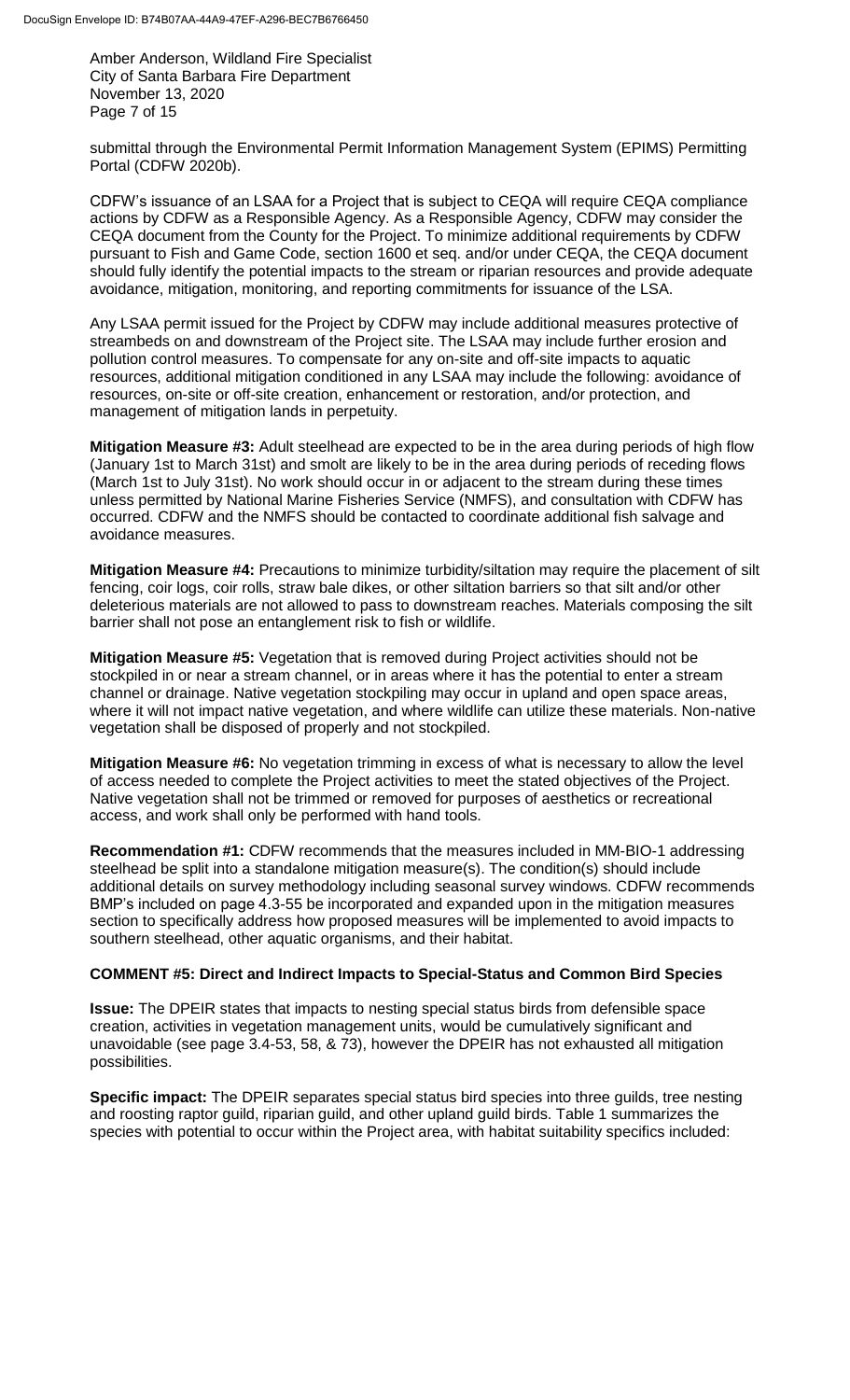submittal through the Environmental Permit Information Management System (EPIMS) Permitting Portal (CDFW 2020b).

CDFW's issuance of an LSAA for a Project that is subject to CEQA will require CEQA compliance actions by CDFW as a Responsible Agency. As a Responsible Agency, CDFW may consider the CEQA document from the County for the Project. To minimize additional requirements by CDFW pursuant to Fish and Game Code, section 1600 et seq. and/or under CEQA, the CEQA document should fully identify the potential impacts to the stream or riparian resources and provide adequate avoidance, mitigation, monitoring, and reporting commitments for issuance of the LSA.

Any LSAA permit issued for the Project by CDFW may include additional measures protective of streambeds on and downstream of the Project site. The LSAA may include further erosion and pollution control measures. To compensate for any on-site and off-site impacts to aquatic resources, additional mitigation conditioned in any LSAA may include the following: avoidance of resources, on-site or off-site creation, enhancement or restoration, and/or protection, and management of mitigation lands in perpetuity.

**Mitigation Measure #3:** Adult steelhead are expected to be in the area during periods of high flow (January 1st to March 31st) and smolt are likely to be in the area during periods of receding flows (March 1st to July 31st). No work should occur in or adjacent to the stream during these times unless permitted by National Marine Fisheries Service (NMFS), and consultation with CDFW has occurred. CDFW and the NMFS should be contacted to coordinate additional fish salvage and avoidance measures.

**Mitigation Measure #4:** Precautions to minimize turbidity/siltation may require the placement of silt fencing, coir logs, coir rolls, straw bale dikes, or other siltation barriers so that silt and/or other deleterious materials are not allowed to pass to downstream reaches. Materials composing the silt barrier shall not pose an entanglement risk to fish or wildlife.

**Mitigation Measure #5:** Vegetation that is removed during Project activities should not be stockpiled in or near a stream channel, or in areas where it has the potential to enter a stream channel or drainage. Native vegetation stockpiling may occur in upland and open space areas, where it will not impact native vegetation, and where wildlife can utilize these materials. Non-native vegetation shall be disposed of properly and not stockpiled.

**Mitigation Measure #6:** No vegetation trimming in excess of what is necessary to allow the level of access needed to complete the Project activities to meet the stated objectives of the Project. Native vegetation shall not be trimmed or removed for purposes of aesthetics or recreational access, and work shall only be performed with hand tools.

**Recommendation #1:** CDFW recommends that the measures included in MM-BIO-1 addressing steelhead be split into a standalone mitigation measure(s). The condition(s) should include additional details on survey methodology including seasonal survey windows. CDFW recommends BMP's included on page 4.3-55 be incorporated and expanded upon in the mitigation measures section to specifically address how proposed measures will be implemented to avoid impacts to southern steelhead, other aquatic organisms, and their habitat.

**COMMENT #5: Direct and Indirect Impacts to Special-Status and Common Bird Species**

**Issue:** The DPEIR states that impacts to nesting special status birds from defensible space creation, activities in vegetation management units, would be cumulatively significant and unavoidable (see page 3.4-53, 58, & 73), however the DPEIR has not exhausted all mitigation possibilities.

**Specific impact:** The DPEIR separates special status bird species into three guilds, tree nesting and roosting raptor guild, riparian guild, and other upland guild birds. Table 1 summarizes the species with potential to occur within the Project area, with habitat suitability specifics included: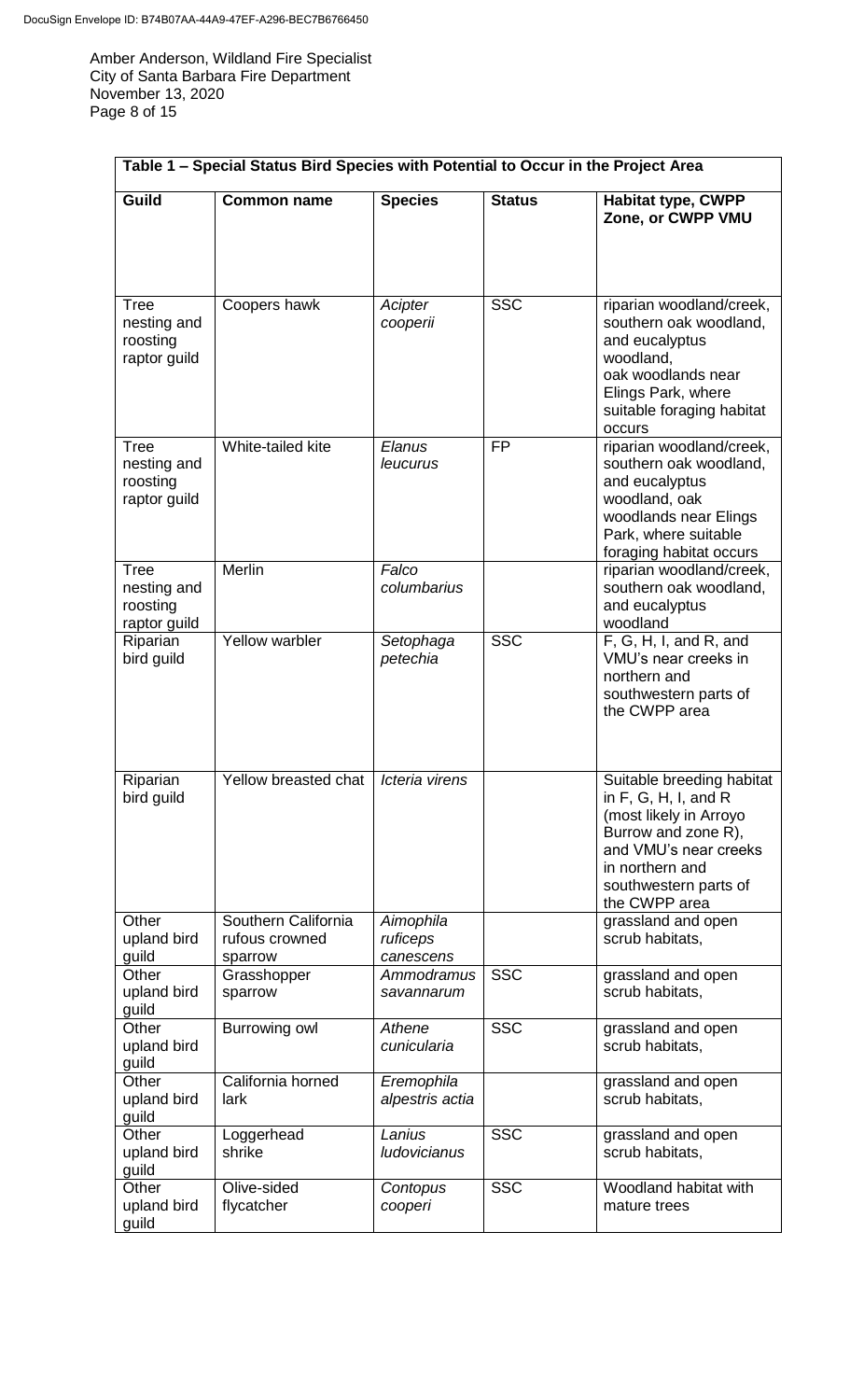Amber Anderson, Wildland Fire Specialist
City of Santa Barbara Fire Department
November 13, 2020

| Table 1 – Special Status Bird Species with Potential to Occur in the Project Area | | | | |
|---|---|---|---|---|
| **Guild** | **Common name** | **Species** | **Status** | **Habitat type, CWPP Zone, or CWPP VMU** |
| Tree nesting and roosting raptor guild | Coopers hawk | *Acipter cooperii* | SSC | riparian woodland/creek, southern oak woodland, and eucalyptus woodland, oak woodlands near Elings Park, where suitable foraging habitat occurs |
| Tree nesting and roosting raptor guild | White-tailed kite | *Elanus leucurus* | FP | riparian woodland/creek, southern oak woodland, and eucalyptus woodland, oak woodlands near Elings Park, where suitable foraging habitat occurs |
| Tree nesting and roosting raptor guild | Merlin | *Falco columbarius* | | riparian woodland/creek, southern oak woodland, and eucalyptus woodland |
| Riparian bird guild | Yellow warbler | *Setophaga petechia* | SSC | F, G, H, I, and R, and VMU's near creeks in northern and southwestern parts of the CWPP area |
| Riparian bird guild | Yellow breasted chat | *Icteria virens* | | Suitable breeding habitat in F, G, H, I, and R (most likely in Arroyo Burrow and zone R), and VMU's near creeks in northern and southwestern parts of the CWPP area |
| Other upland bird guild | Southern California rufous crowned sparrow | *Aimophila ruficeps canescens* | | grassland and open scrub habitats, |
| Other upland bird guild | Grasshopper sparrow | *Ammodramus savannarum* | SSC | grassland and open scrub habitats, |
| Other upland bird guild | Burrowing owl | *Athene cunicularia* | SSC | grassland and open scrub habitats, |
| Other upland bird guild | California horned lark | *Eremophila alpestris actia* | | grassland and open scrub habitats, |
| Other upland bird guild | Loggerhead shrike | *Lanius ludovicianus* | SSC | grassland and open scrub habitats, |
| Other upland bird guild | Olive-sided flycatcher | *Contopus cooperi* | SSC | Woodland habitat with mature trees |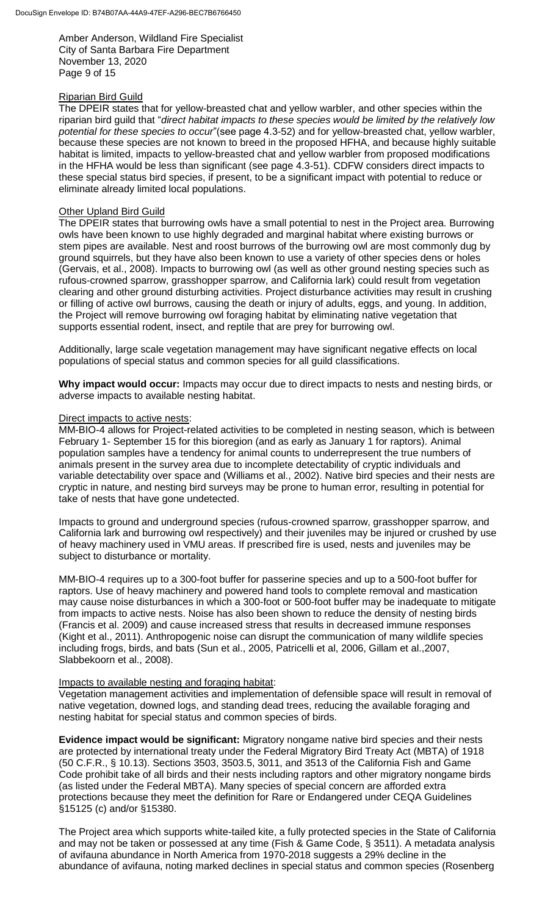Amber Anderson, Wildland Fire Specialist
City of Santa Barbara Fire Department
November 13, 2020

#### Riparian Bird Guild

The DPEIR states that for yellow-breasted chat and yellow warbler, and other species within the riparian bird guild that "*direct habitat impacts to these species would be limited by the relatively low potential for these species to occur*"(see page 4.3-52) and for yellow-breasted chat, yellow warbler, because these species are not known to breed in the proposed HFHA, and because highly suitable habitat is limited, impacts to yellow-breasted chat and yellow warbler from proposed modifications in the HFHA would be less than significant (see page 4.3-51). CDFW considers direct impacts to these special status bird species, if present, to be a significant impact with potential to reduce or eliminate already limited local populations.

#### Other Upland Bird Guild

The DPEIR states that burrowing owls have a small potential to nest in the Project area. Burrowing owls have been known to use highly degraded and marginal habitat where existing burrows or stem pipes are available. Nest and roost burrows of the burrowing owl are most commonly dug by ground squirrels, but they have also been known to use a variety of other species dens or holes (Gervais, et al., 2008). Impacts to burrowing owl (as well as other ground nesting species such as rufous-crowned sparrow, grasshopper sparrow, and California lark) could result from vegetation clearing and other ground disturbing activities. Project disturbance activities may result in crushing or filling of active owl burrows, causing the death or injury of adults, eggs, and young. In addition, the Project will remove burrowing owl foraging habitat by eliminating native vegetation that supports essential rodent, insect, and reptile that are prey for burrowing owl.

Additionally, large scale vegetation management may have significant negative effects on local populations of special status and common species for all guild classifications.

**Why impact would occur:** Impacts may occur due to direct impacts to nests and nesting birds, or adverse impacts to available nesting habitat.

#### Direct impacts to active nests:

MM-BIO-4 allows for Project-related activities to be completed in nesting season, which is between February 1- September 15 for this bioregion (and as early as January 1 for raptors). Animal population samples have a tendency for animal counts to underrepresent the true numbers of animals present in the survey area due to incomplete detectability of cryptic individuals and variable detectability over space and (Williams et al., 2002). Native bird species and their nests are cryptic in nature, and nesting bird surveys may be prone to human error, resulting in potential for take of nests that have gone undetected.

Impacts to ground and underground species (rufous-crowned sparrow, grasshopper sparrow, and California lark and burrowing owl respectively) and their juveniles may be injured or crushed by use of heavy machinery used in VMU areas. If prescribed fire is used, nests and juveniles may be subject to disturbance or mortality.

MM-BIO-4 requires up to a 300-foot buffer for passerine species and up to a 500-foot buffer for raptors. Use of heavy machinery and powered hand tools to complete removal and mastication may cause noise disturbances in which a 300-foot or 500-foot buffer may be inadequate to mitigate from impacts to active nests. Noise has also been shown to reduce the density of nesting birds (Francis et al. 2009) and cause increased stress that results in decreased immune responses (Kight et al., 2011). Anthropogenic noise can disrupt the communication of many wildlife species including frogs, birds, and bats (Sun et al., 2005, Patricelli et al, 2006, Gillam et al.,2007, Slabbekoorn et al., 2008).

#### Impacts to available nesting and foraging habitat:

Vegetation management activities and implementation of defensible space will result in removal of native vegetation, downed logs, and standing dead trees, reducing the available foraging and nesting habitat for special status and common species of birds.

**Evidence impact would be significant:** Migratory nongame native bird species and their nests are protected by international treaty under the Federal Migratory Bird Treaty Act (MBTA) of 1918 (50 C.F.R., § 10.13). Sections 3503, 3503.5, 3011, and 3513 of the California Fish and Game Code prohibit take of all birds and their nests including raptors and other migratory nongame birds (as listed under the Federal MBTA). Many species of special concern are afforded extra protections because they meet the definition for Rare or Endangered under CEQA Guidelines §15125 (c) and/or §15380.

The Project area which supports white-tailed kite, a fully protected species in the State of California and may not be taken or possessed at any time (Fish & Game Code, § 3511). A metadata analysis of avifauna abundance in North America from 1970-2018 suggests a 29% decline in the abundance of avifauna, noting marked declines in special status and common species (Rosenberg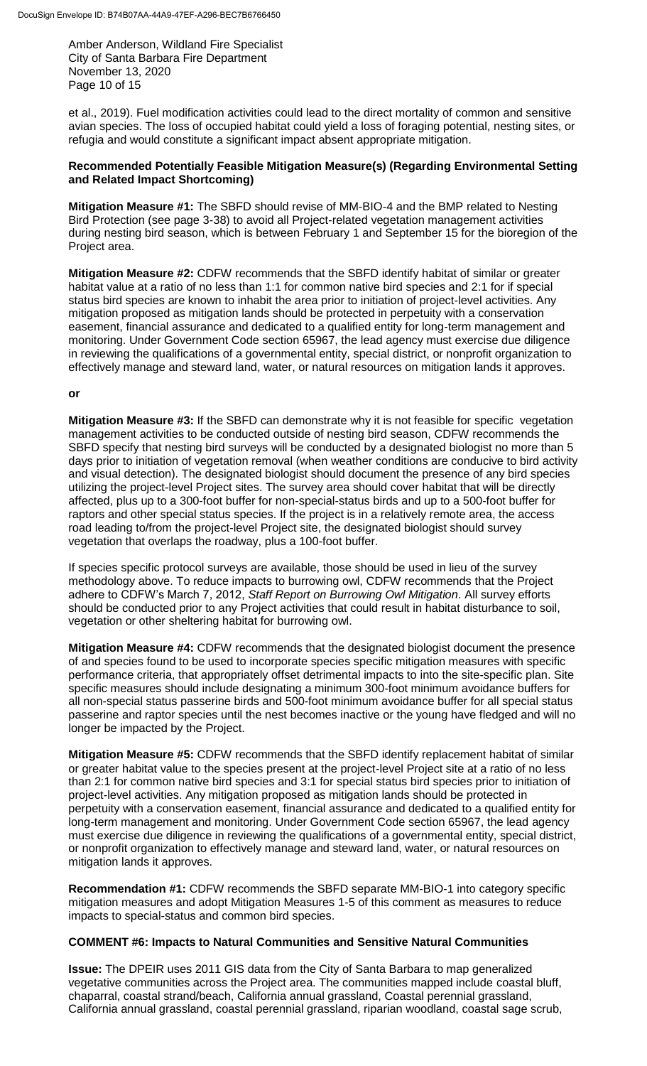et al., 2019). Fuel modification activities could lead to the direct mortality of common and sensitive avian species. The loss of occupied habitat could yield a loss of foraging potential, nesting sites, or refugia and would constitute a significant impact absent appropriate mitigation.

**Recommended Potentially Feasible Mitigation Measure(s) (Regarding Environmental Setting and Related Impact Shortcoming)**

**Mitigation Measure #1:** The SBFD should revise of MM-BIO-4 and the BMP related to Nesting Bird Protection (see page 3-38) to avoid all Project-related vegetation management activities during nesting bird season, which is between February 1 and September 15 for the bioregion of the Project area.

**Mitigation Measure #2:** CDFW recommends that the SBFD identify habitat of similar or greater habitat value at a ratio of no less than 1:1 for common native bird species and 2:1 for if special status bird species are known to inhabit the area prior to initiation of project-level activities. Any mitigation proposed as mitigation lands should be protected in perpetuity with a conservation easement, financial assurance and dedicated to a qualified entity for long-term management and monitoring. Under Government Code section 65967, the lead agency must exercise due diligence in reviewing the qualifications of a governmental entity, special district, or nonprofit organization to effectively manage and steward land, water, or natural resources on mitigation lands it approves.

**or**

**Mitigation Measure #3:** If the SBFD can demonstrate why it is not feasible for specific vegetation management activities to be conducted outside of nesting bird season, CDFW recommends the SBFD specify that nesting bird surveys will be conducted by a designated biologist no more than 5 days prior to initiation of vegetation removal (when weather conditions are conducive to bird activity and visual detection). The designated biologist should document the presence of any bird species utilizing the project-level Project sites. The survey area should cover habitat that will be directly affected, plus up to a 300-foot buffer for non-special-status birds and up to a 500-foot buffer for raptors and other special status species. If the project is in a relatively remote area, the access road leading to/from the project-level Project site, the designated biologist should survey vegetation that overlaps the roadway, plus a 100-foot buffer.

If species specific protocol surveys are available, those should be used in lieu of the survey methodology above. To reduce impacts to burrowing owl, CDFW recommends that the Project adhere to CDFW's March 7, 2012, *Staff Report on Burrowing Owl Mitigation*. All survey efforts should be conducted prior to any Project activities that could result in habitat disturbance to soil, vegetation or other sheltering habitat for burrowing owl.

**Mitigation Measure #4:** CDFW recommends that the designated biologist document the presence of and species found to be used to incorporate species specific mitigation measures with specific performance criteria, that appropriately offset detrimental impacts to into the site-specific plan. Site specific measures should include designating a minimum 300-foot minimum avoidance buffers for all non-special status passerine birds and 500-foot minimum avoidance buffer for all special status passerine and raptor species until the nest becomes inactive or the young have fledged and will no longer be impacted by the Project.

**Mitigation Measure #5:** CDFW recommends that the SBFD identify replacement habitat of similar or greater habitat value to the species present at the project-level Project site at a ratio of no less than 2:1 for common native bird species and 3:1 for special status bird species prior to initiation of project-level activities. Any mitigation proposed as mitigation lands should be protected in perpetuity with a conservation easement, financial assurance and dedicated to a qualified entity for long-term management and monitoring. Under Government Code section 65967, the lead agency must exercise due diligence in reviewing the qualifications of a governmental entity, special district, or nonprofit organization to effectively manage and steward land, water, or natural resources on mitigation lands it approves.

**Recommendation #1:** CDFW recommends the SBFD separate MM-BIO-1 into category specific mitigation measures and adopt Mitigation Measures 1-5 of this comment as measures to reduce impacts to special-status and common bird species.

**COMMENT #6: Impacts to Natural Communities and Sensitive Natural Communities**

**Issue:** The DPEIR uses 2011 GIS data from the City of Santa Barbara to map generalized vegetative communities across the Project area. The communities mapped include coastal bluff, chaparral, coastal strand/beach, California annual grassland, Coastal perennial grassland, California annual grassland, coastal perennial grassland, riparian woodland, coastal sage scrub,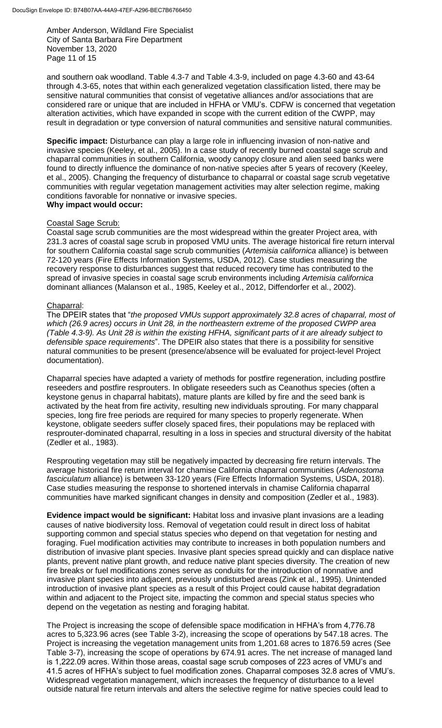and southern oak woodland. Table 4.3-7 and Table 4.3-9, included on page 4.3-60 and 43-64 through 4.3-65, notes that within each generalized vegetation classification listed, there may be sensitive natural communities that consist of vegetative alliances and/or associations that are considered rare or unique that are included in HFHA or VMU's. CDFW is concerned that vegetation alteration activities, which have expanded in scope with the current edition of the CWPP, may result in degradation or type conversion of natural communities and sensitive natural communities.

**Specific impact:** Disturbance can play a large role in influencing invasion of non-native and invasive species (Keeley, et al., 2005). In a case study of recently burned coastal sage scrub and chaparral communities in southern California, woody canopy closure and alien seed banks were found to directly influence the dominance of non-native species after 5 years of recovery (Keeley, et al., 2005). Changing the frequency of disturbance to chaparral or coastal sage scrub vegetative communities with regular vegetation management activities may alter selection regime, making conditions favorable for nonnative or invasive species.

**Why impact would occur:**

Coastal Sage Scrub:

Coastal sage scrub communities are the most widespread within the greater Project area, with 231.3 acres of coastal sage scrub in proposed VMU units. The average historical fire return interval for southern California coastal sage scrub communities (*Artemisia californica* alliance) is between 72-120 years (Fire Effects Information Systems, USDA, 2012). Case studies measuring the recovery response to disturbances suggest that reduced recovery time has contributed to the spread of invasive species in coastal sage scrub environments including *Artemisia californica* dominant alliances (Malanson et al., 1985, Keeley et al., 2012, Diffendorfer et al., 2002).

Chaparral:

The DPEIR states that "*the proposed VMUs support approximately 32.8 acres of chaparral, most of which (26.9 acres) occurs in Unit 28, in the northeastern extreme of the proposed CWPP area (Table 4.3-9). As Unit 28 is within the existing HFHA, significant parts of it are already subject to defensible space requirements*". The DPEIR also states that there is a possibility for sensitive natural communities to be present (presence/absence will be evaluated for project-level Project documentation).

Chaparral species have adapted a variety of methods for postfire regeneration, including postfire reseeders and postfire resprouters. In obligate reseeders such as Ceanothus species (often a keystone genus in chaparral habitats), mature plants are killed by fire and the seed bank is activated by the heat from fire activity, resulting new individuals sprouting. For many chapparal species, long fire free periods are required for many species to properly regenerate. When keystone, obligate seeders suffer closely spaced fires, their populations may be replaced with resprouter-dominated chaparral, resulting in a loss in species and structural diversity of the habitat (Zedler et al., 1983).

Resprouting vegetation may still be negatively impacted by decreasing fire return intervals. The average historical fire return interval for chamise California chaparral communities (*Adenostoma fasciculatum* alliance) is between 33-120 years (Fire Effects Information Systems, USDA, 2018). Case studies measuring the response to shortened intervals in chamise California chaparral communities have marked significant changes in density and composition (Zedler et al., 1983).

**Evidence impact would be significant:** Habitat loss and invasive plant invasions are a leading causes of native biodiversity loss. Removal of vegetation could result in direct loss of habitat supporting common and special status species who depend on that vegetation for nesting and foraging. Fuel modification activities may contribute to increases in both population numbers and distribution of invasive plant species. Invasive plant species spread quickly and can displace native plants, prevent native plant growth, and reduce native plant species diversity. The creation of new fire breaks or fuel modifications zones serve as conduits for the introduction of nonnative and invasive plant species into adjacent, previously undisturbed areas (Zink et al., 1995). Unintended introduction of invasive plant species as a result of this Project could cause habitat degradation within and adjacent to the Project site, impacting the common and special status species who depend on the vegetation as nesting and foraging habitat.

The Project is increasing the scope of defensible space modification in HFHA's from 4,776.78 acres to 5,323.96 acres (see Table 3-2), increasing the scope of operations by 547.18 acres. The Project is increasing the vegetation management units from 1,201.68 acres to 1876.59 acres (See Table 3-7), increasing the scope of operations by 674.91 acres. The net increase of managed land is 1,222.09 acres. Within those areas, coastal sage scrub composes of 223 acres of VMU's and 41.5 acres of HFHA's subject to fuel modification zones. Chaparral composes 32.8 acres of VMU's. Widespread vegetation management, which increases the frequency of disturbance to a level outside natural fire return intervals and alters the selective regime for native species could lead to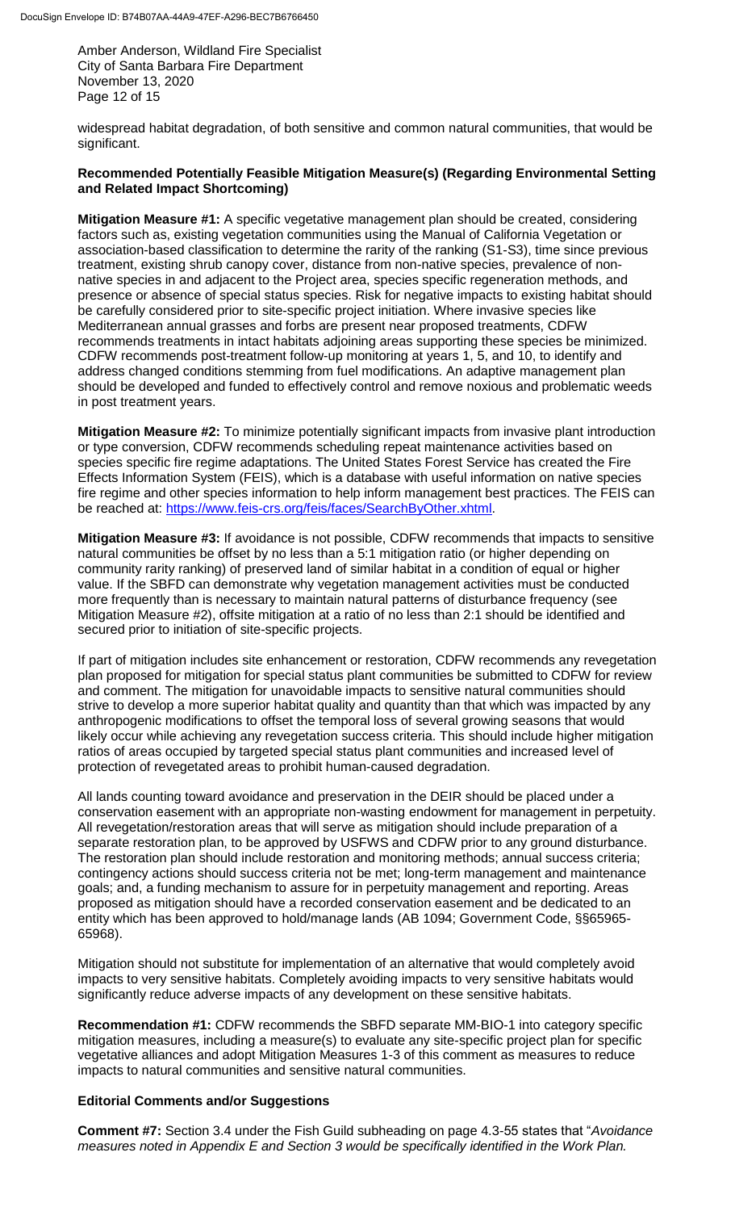widespread habitat degradation, of both sensitive and common natural communities, that would be significant.

**Recommended Potentially Feasible Mitigation Measure(s) (Regarding Environmental Setting and Related Impact Shortcoming)**

**Mitigation Measure #1:** A specific vegetative management plan should be created, considering factors such as, existing vegetation communities using the Manual of California Vegetation or association-based classification to determine the rarity of the ranking (S1-S3), time since previous treatment, existing shrub canopy cover, distance from non-native species, prevalence of non-native species in and adjacent to the Project area, species specific regeneration methods, and presence or absence of special status species. Risk for negative impacts to existing habitat should be carefully considered prior to site-specific project initiation. Where invasive species like Mediterranean annual grasses and forbs are present near proposed treatments, CDFW recommends treatments in intact habitats adjoining areas supporting these species be minimized. CDFW recommends post-treatment follow-up monitoring at years 1, 5, and 10, to identify and address changed conditions stemming from fuel modifications. An adaptive management plan should be developed and funded to effectively control and remove noxious and problematic weeds in post treatment years.

**Mitigation Measure #2:** To minimize potentially significant impacts from invasive plant introduction or type conversion, CDFW recommends scheduling repeat maintenance activities based on species specific fire regime adaptations. The United States Forest Service has created the Fire Effects Information System (FEIS), which is a database with useful information on native species fire regime and other species information to help inform management best practices. The FEIS can be reached at: https://www.feis-crs.org/feis/faces/SearchByOther.xhtml.

**Mitigation Measure #3:** If avoidance is not possible, CDFW recommends that impacts to sensitive natural communities be offset by no less than a 5:1 mitigation ratio (or higher depending on community rarity ranking) of preserved land of similar habitat in a condition of equal or higher value. If the SBFD can demonstrate why vegetation management activities must be conducted more frequently than is necessary to maintain natural patterns of disturbance frequency (see Mitigation Measure #2), offsite mitigation at a ratio of no less than 2:1 should be identified and secured prior to initiation of site-specific projects.

If part of mitigation includes site enhancement or restoration, CDFW recommends any revegetation plan proposed for mitigation for special status plant communities be submitted to CDFW for review and comment. The mitigation for unavoidable impacts to sensitive natural communities should strive to develop a more superior habitat quality and quantity than that which was impacted by any anthropogenic modifications to offset the temporal loss of several growing seasons that would likely occur while achieving any revegetation success criteria. This should include higher mitigation ratios of areas occupied by targeted special status plant communities and increased level of protection of revegetated areas to prohibit human-caused degradation.

All lands counting toward avoidance and preservation in the DEIR should be placed under a conservation easement with an appropriate non-wasting endowment for management in perpetuity. All revegetation/restoration areas that will serve as mitigation should include preparation of a separate restoration plan, to be approved by USFWS and CDFW prior to any ground disturbance. The restoration plan should include restoration and monitoring methods; annual success criteria; contingency actions should success criteria not be met; long-term management and maintenance goals; and, a funding mechanism to assure for in perpetuity management and reporting. Areas proposed as mitigation should have a recorded conservation easement and be dedicated to an entity which has been approved to hold/manage lands (AB 1094; Government Code, §§65965-65968).

Mitigation should not substitute for implementation of an alternative that would completely avoid impacts to very sensitive habitats. Completely avoiding impacts to very sensitive habitats would significantly reduce adverse impacts of any development on these sensitive habitats.

**Recommendation #1:** CDFW recommends the SBFD separate MM-BIO-1 into category specific mitigation measures, including a measure(s) to evaluate any site-specific project plan for specific vegetative alliances and adopt Mitigation Measures 1-3 of this comment as measures to reduce impacts to natural communities and sensitive natural communities.

**Editorial Comments and/or Suggestions**

**Comment #7:** Section 3.4 under the Fish Guild subheading on page 4.3-55 states that "*Avoidance measures noted in Appendix E and Section 3 would be specifically identified in the Work Plan.*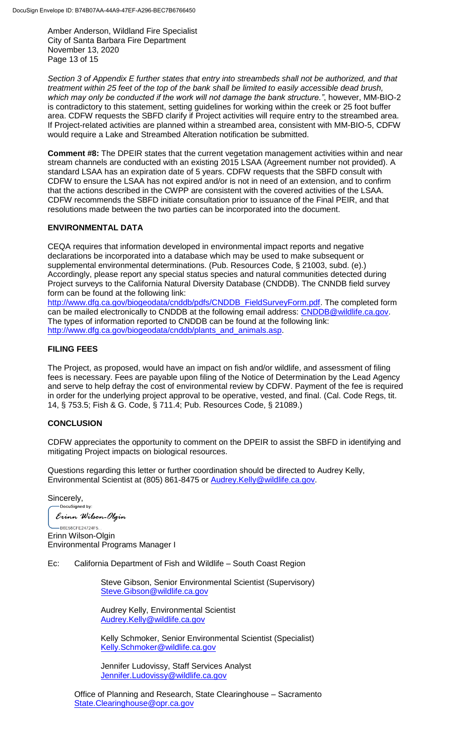*Section 3 of Appendix E further states that entry into streambeds shall not be authorized, and that treatment within 25 feet of the top of the bank shall be limited to easily accessible dead brush, which may only be conducted if the work will not damage the bank structure."*, however, MM-BIO-2 is contradictory to this statement, setting guidelines for working within the creek or 25 foot buffer area. CDFW requests the SBFD clarify if Project activities will require entry to the streambed area. If Project-related activities are planned within a streambed area, consistent with MM-BIO-5, CDFW would require a Lake and Streambed Alteration notification be submitted.

**Comment #8:** The DPEIR states that the current vegetation management activities within and near stream channels are conducted with an existing 2015 LSAA (Agreement number not provided). A standard LSAA has an expiration date of 5 years. CDFW requests that the SBFD consult with CDFW to ensure the LSAA has not expired and/or is not in need of an extension, and to confirm that the actions described in the CWPP are consistent with the covered activities of the LSAA. CDFW recommends the SBFD initiate consultation prior to issuance of the Final PEIR, and that resolutions made between the two parties can be incorporated into the document.

## ENVIRONMENTAL DATA

CEQA requires that information developed in environmental impact reports and negative declarations be incorporated into a database which may be used to make subsequent or supplemental environmental determinations. (Pub. Resources Code, § 21003, subd. (e).) Accordingly, please report any special status species and natural communities detected during Project surveys to the California Natural Diversity Database (CNDDB). The CNNDB field survey form can be found at the following link: http://www.dfg.ca.gov/biogeodata/cnddb/pdfs/CNDDB_FieldSurveyForm.pdf. The completed form can be mailed electronically to CNDDB at the following email address: CNDDB@wildlife.ca.gov. The types of information reported to CNDDB can be found at the following link: http://www.dfg.ca.gov/biogeodata/cnddb/plants_and_animals.asp.

## FILING FEES

The Project, as proposed, would have an impact on fish and/or wildlife, and assessment of filing fees is necessary. Fees are payable upon filing of the Notice of Determination by the Lead Agency and serve to help defray the cost of environmental review by CDFW. Payment of the fee is required in order for the underlying project approval to be operative, vested, and final. (Cal. Code Regs, tit. 14, § 753.5; Fish & G. Code, § 711.4; Pub. Resources Code, § 21089.)

## CONCLUSION

CDFW appreciates the opportunity to comment on the DPEIR to assist the SBFD in identifying and mitigating Project impacts on biological resources.

Questions regarding this letter or further coordination should be directed to Audrey Kelly, Environmental Scientist at (805) 861-8475 or Audrey.Kelly@wildlife.ca.gov.

Sincerely,

DocuSigned by:
*Erinn Wilson-Olgin*
B6E58CFE24724F5...

Erinn Wilson-Olgin
Environmental Programs Manager I

Ec: California Department of Fish and Wildlife – South Coast Region

Steve Gibson, Senior Environmental Scientist (Supervisory)
Steve.Gibson@wildlife.ca.gov

Audrey Kelly, Environmental Scientist
Audrey.Kelly@wildlife.ca.gov

Kelly Schmoker, Senior Environmental Scientist (Specialist)
Kelly.Schmoker@wildlife.ca.gov

Jennifer Ludovissy, Staff Services Analyst
Jennifer.Ludovissy@wildlife.ca.gov

Office of Planning and Research, State Clearinghouse – Sacramento
State.Clearinghouse@opr.ca.gov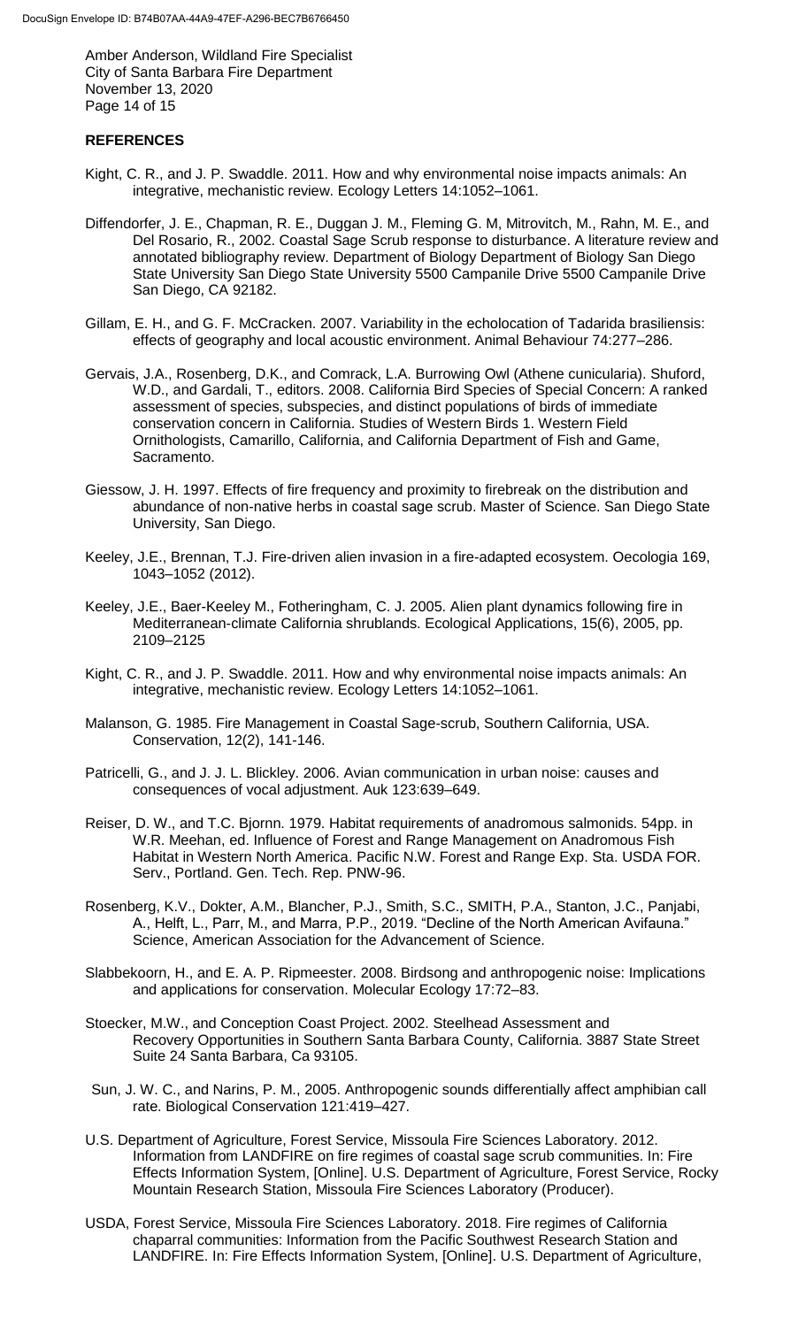## REFERENCES

Kight, C. R., and J. P. Swaddle. 2011. How and why environmental noise impacts animals: An integrative, mechanistic review. Ecology Letters 14:1052–1061.

Diffendorfer, J. E., Chapman, R. E., Duggan J. M., Fleming G. M, Mitrovitch, M., Rahn, M. E., and Del Rosario, R., 2002. Coastal Sage Scrub response to disturbance. A literature review and annotated bibliography review. Department of Biology Department of Biology San Diego State University San Diego State University 5500 Campanile Drive 5500 Campanile Drive San Diego, CA 92182.

Gillam, E. H., and G. F. McCracken. 2007. Variability in the echolocation of Tadarida brasiliensis: effects of geography and local acoustic environment. Animal Behaviour 74:277–286.

Gervais, J.A., Rosenberg, D.K., and Comrack, L.A. Burrowing Owl (Athene cunicularia). Shuford, W.D., and Gardali, T., editors. 2008. California Bird Species of Special Concern: A ranked assessment of species, subspecies, and distinct populations of birds of immediate conservation concern in California. Studies of Western Birds 1. Western Field Ornithologists, Camarillo, California, and California Department of Fish and Game, Sacramento.

Giessow, J. H. 1997. Effects of fire frequency and proximity to firebreak on the distribution and abundance of non-native herbs in coastal sage scrub. Master of Science. San Diego State University, San Diego.

Keeley, J.E., Brennan, T.J. Fire-driven alien invasion in a fire-adapted ecosystem. Oecologia 169, 1043–1052 (2012).

Keeley, J.E., Baer-Keeley M., Fotheringham, C. J. 2005. Alien plant dynamics following fire in Mediterranean-climate California shrublands. Ecological Applications, 15(6), 2005, pp. 2109–2125

Kight, C. R., and J. P. Swaddle. 2011. How and why environmental noise impacts animals: An integrative, mechanistic review. Ecology Letters 14:1052–1061.

Malanson, G. 1985. Fire Management in Coastal Sage-scrub, Southern California, USA. Conservation, 12(2), 141-146.

Patricelli, G., and J. J. L. Blickley. 2006. Avian communication in urban noise: causes and consequences of vocal adjustment. Auk 123:639–649.

Reiser, D. W., and T.C. Bjornn. 1979. Habitat requirements of anadromous salmonids. 54pp. in W.R. Meehan, ed. Influence of Forest and Range Management on Anadromous Fish Habitat in Western North America. Pacific N.W. Forest and Range Exp. Sta. USDA FOR. Serv., Portland. Gen. Tech. Rep. PNW-96.

Rosenberg, K.V., Dokter, A.M., Blancher, P.J., Smith, S.C., SMITH, P.A., Stanton, J.C., Panjabi, A., Helft, L., Parr, M., and Marra, P.P., 2019. "Decline of the North American Avifauna." Science, American Association for the Advancement of Science.

Slabbekoorn, H., and E. A. P. Ripmeester. 2008. Birdsong and anthropogenic noise: Implications and applications for conservation. Molecular Ecology 17:72–83.

Stoecker, M.W., and Conception Coast Project. 2002. Steelhead Assessment and Recovery Opportunities in Southern Santa Barbara County, California. 3887 State Street Suite 24 Santa Barbara, Ca 93105.

Sun, J. W. C., and Narins, P. M., 2005. Anthropogenic sounds differentially affect amphibian call rate. Biological Conservation 121:419–427.

U.S. Department of Agriculture, Forest Service, Missoula Fire Sciences Laboratory. 2012. Information from LANDFIRE on fire regimes of coastal sage scrub communities. In: Fire Effects Information System, [Online]. U.S. Department of Agriculture, Forest Service, Rocky Mountain Research Station, Missoula Fire Sciences Laboratory (Producer).

USDA, Forest Service, Missoula Fire Sciences Laboratory. 2018. Fire regimes of California chaparral communities: Information from the Pacific Southwest Research Station and LANDFIRE. In: Fire Effects Information System, [Online]. U.S. Department of Agriculture,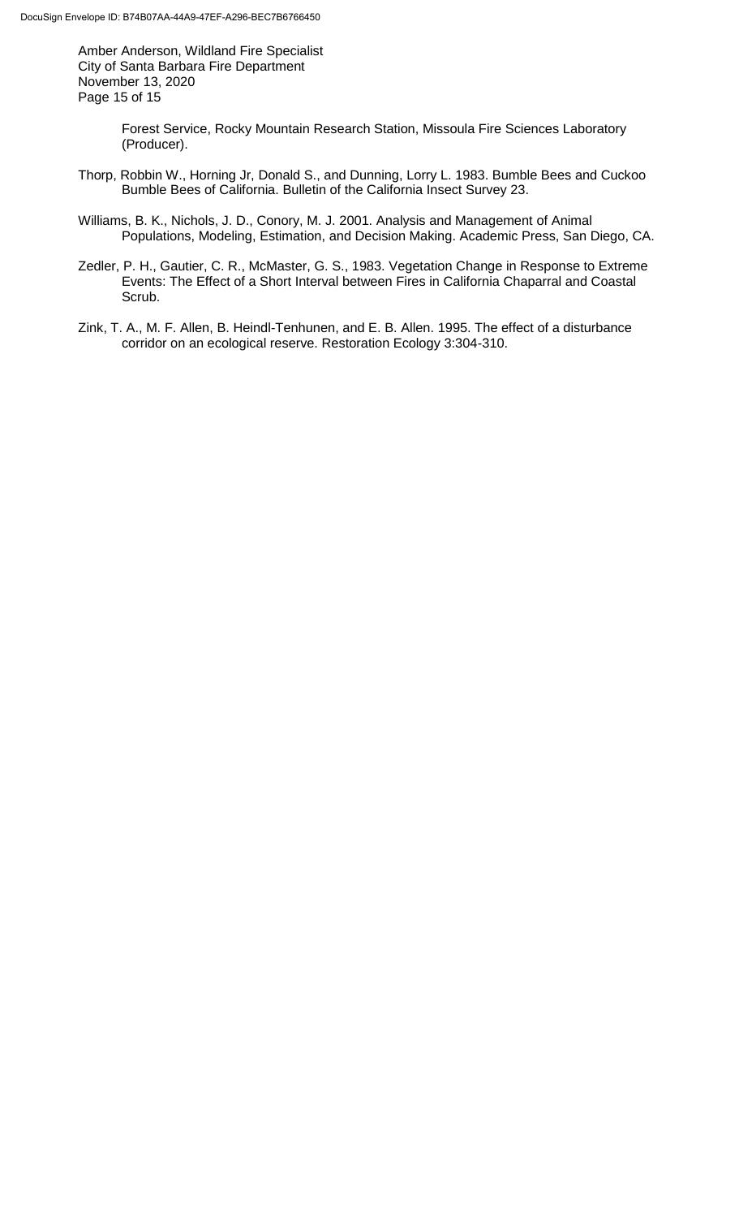Forest Service, Rocky Mountain Research Station, Missoula Fire Sciences Laboratory (Producer).

Thorp, Robbin W., Horning Jr, Donald S., and Dunning, Lorry L. 1983. Bumble Bees and Cuckoo Bumble Bees of California. Bulletin of the California Insect Survey 23.

Williams, B. K., Nichols, J. D., Conory, M. J. 2001. Analysis and Management of Animal Populations, Modeling, Estimation, and Decision Making. Academic Press, San Diego, CA.

Zedler, P. H., Gautier, C. R., McMaster, G. S., 1983. Vegetation Change in Response to Extreme Events: The Effect of a Short Interval between Fires in California Chaparral and Coastal Scrub.

Zink, T. A., M. F. Allen, B. Heindl-Tenhunen, and E. B. Allen. 1995. The effect of a disturbance corridor on an ecological reserve. Restoration Ecology 3:304-310.